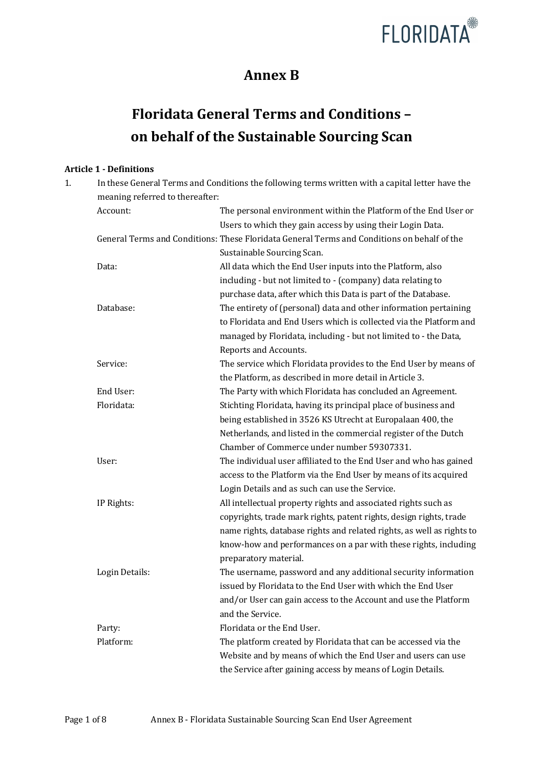# Annex B

# Floridata General Terms and Conditions – on behalf of the Sustainable Sourcing Scan

**Article 1 - Definitions**

1. In these General Terms and Conditions the following terms written with a capital letter have the meaning referred to thereafter:

| | |
|---|---|
| Account: | The personal environment within the Platform of the End User or Users to which they gain access by using their Login Data. |
| General Terms and Conditions: | These Floridata General Terms and Conditions on behalf of the Sustainable Sourcing Scan. |
| Data: | All data which the End User inputs into the Platform, also including - but not limited to - (company) data relating to purchase data, after which this Data is part of the Database. |
| Database: | The entirety of (personal) data and other information pertaining to Floridata and End Users which is collected via the Platform and managed by Floridata, including - but not limited to - the Data, Reports and Accounts. |
| Service: | The service which Floridata provides to the End User by means of the Platform, as described in more detail in Article 3. |
| End User: | The Party with which Floridata has concluded an Agreement. |
| Floridata: | Stichting Floridata, having its principal place of business and being established in 3526 KS Utrecht at Europalaan 400, the Netherlands, and listed in the commercial register of the Dutch Chamber of Commerce under number 59307331. |
| User: | The individual user affiliated to the End User and who has gained access to the Platform via the End User by means of its acquired Login Details and as such can use the Service. |
| IP Rights: | All intellectual property rights and associated rights such as copyrights, trade mark rights, patent rights, design rights, trade name rights, database rights and related rights, as well as rights to know-how and performances on a par with these rights, including preparatory material. |
| Login Details: | The username, password and any additional security information issued by Floridata to the End User with which the End User and/or User can gain access to the Account and use the Platform and the Service. |
| Party: | Floridata or the End User. |
| Platform: | The platform created by Floridata that can be accessed via the Website and by means of which the End User and users can use the Service after gaining access by means of Login Details. |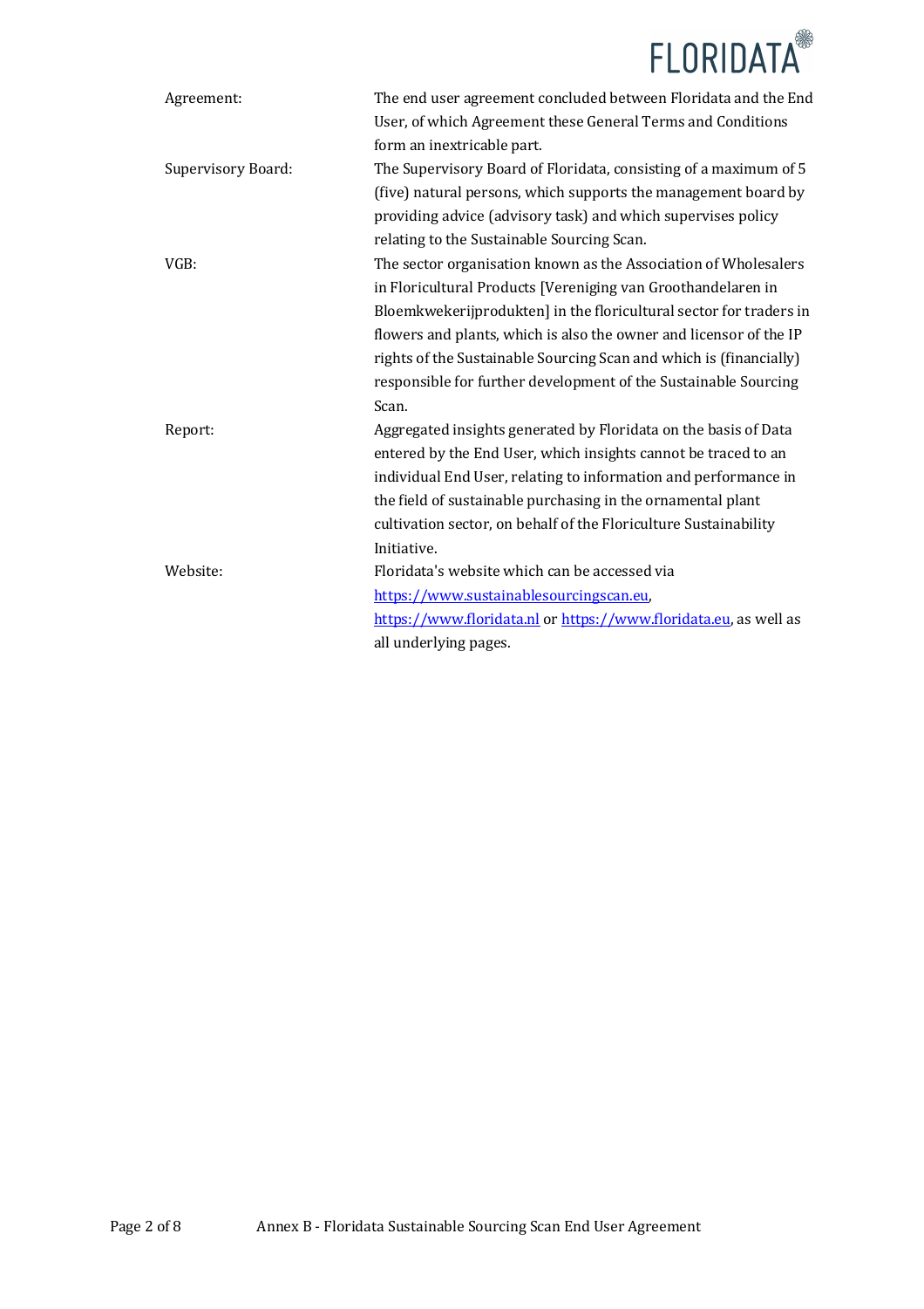| | |
|---|---|
| Agreement: | The end user agreement concluded between Floridata and the End User, of which Agreement these General Terms and Conditions form an inextricable part. |
| Supervisory Board: | The Supervisory Board of Floridata, consisting of a maximum of 5 (five) natural persons, which supports the management board by providing advice (advisory task) and which supervises policy relating to the Sustainable Sourcing Scan. |
| VGB: | The sector organisation known as the Association of Wholesalers in Floricultural Products [Vereniging van Groothandelaren in Bloemkwekerijprodukten] in the floricultural sector for traders in flowers and plants, which is also the owner and licensor of the IP rights of the Sustainable Sourcing Scan and which is (financially) responsible for further development of the Sustainable Sourcing Scan. |
| Report: | Aggregated insights generated by Floridata on the basis of Data entered by the End User, which insights cannot be traced to an individual End User, relating to information and performance in the field of sustainable purchasing in the ornamental plant cultivation sector, on behalf of the Floriculture Sustainability Initiative. |
| Website: | Floridata's website which can be accessed via https://www.sustainablesourcingscan.eu, https://www.floridata.nl or https://www.floridata.eu, as well as all underlying pages. |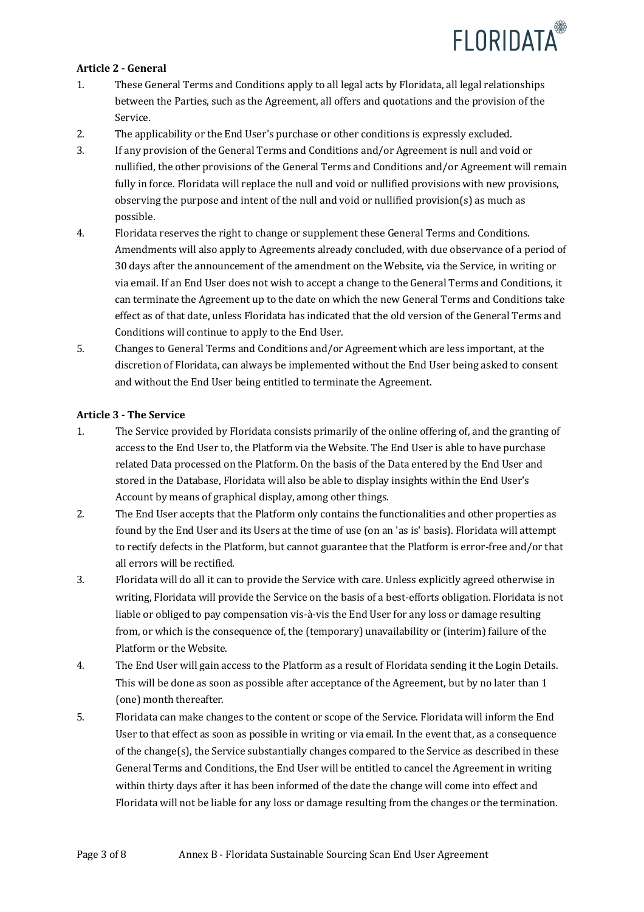**Article 2 - General**

1. These General Terms and Conditions apply to all legal acts by Floridata, all legal relationships between the Parties, such as the Agreement, all offers and quotations and the provision of the Service.
2. The applicability or the End User's purchase or other conditions is expressly excluded.
3. If any provision of the General Terms and Conditions and/or Agreement is null and void or nullified, the other provisions of the General Terms and Conditions and/or Agreement will remain fully in force. Floridata will replace the null and void or nullified provisions with new provisions, observing the purpose and intent of the null and void or nullified provision(s) as much as possible.
4. Floridata reserves the right to change or supplement these General Terms and Conditions. Amendments will also apply to Agreements already concluded, with due observance of a period of 30 days after the announcement of the amendment on the Website, via the Service, in writing or via email. If an End User does not wish to accept a change to the General Terms and Conditions, it can terminate the Agreement up to the date on which the new General Terms and Conditions take effect as of that date, unless Floridata has indicated that the old version of the General Terms and Conditions will continue to apply to the End User.
5. Changes to General Terms and Conditions and/or Agreement which are less important, at the discretion of Floridata, can always be implemented without the End User being asked to consent and without the End User being entitled to terminate the Agreement.

**Article 3 - The Service**

1. The Service provided by Floridata consists primarily of the online offering of, and the granting of access to the End User to, the Platform via the Website. The End User is able to have purchase related Data processed on the Platform. On the basis of the Data entered by the End User and stored in the Database, Floridata will also be able to display insights within the End User's Account by means of graphical display, among other things.
2. The End User accepts that the Platform only contains the functionalities and other properties as found by the End User and its Users at the time of use (on an 'as is' basis). Floridata will attempt to rectify defects in the Platform, but cannot guarantee that the Platform is error-free and/or that all errors will be rectified.
3. Floridata will do all it can to provide the Service with care. Unless explicitly agreed otherwise in writing, Floridata will provide the Service on the basis of a best-efforts obligation. Floridata is not liable or obliged to pay compensation vis-à-vis the End User for any loss or damage resulting from, or which is the consequence of, the (temporary) unavailability or (interim) failure of the Platform or the Website.
4. The End User will gain access to the Platform as a result of Floridata sending it the Login Details. This will be done as soon as possible after acceptance of the Agreement, but by no later than 1 (one) month thereafter.
5. Floridata can make changes to the content or scope of the Service. Floridata will inform the End User to that effect as soon as possible in writing or via email. In the event that, as a consequence of the change(s), the Service substantially changes compared to the Service as described in these General Terms and Conditions, the End User will be entitled to cancel the Agreement in writing within thirty days after it has been informed of the date the change will come into effect and Floridata will not be liable for any loss or damage resulting from the changes or the termination.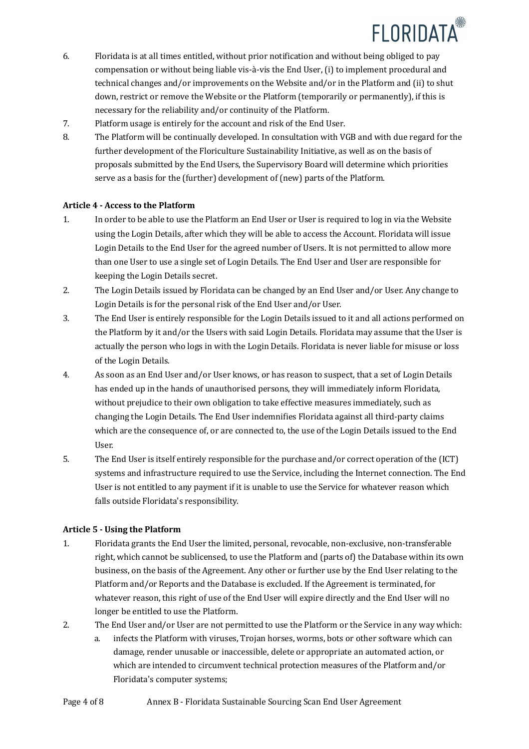6. Floridata is at all times entitled, without prior notification and without being obliged to pay compensation or without being liable vis-à-vis the End User, (i) to implement procedural and technical changes and/or improvements on the Website and/or in the Platform and (ii) to shut down, restrict or remove the Website or the Platform (temporarily or permanently), if this is necessary for the reliability and/or continuity of the Platform.
7. Platform usage is entirely for the account and risk of the End User.
8. The Platform will be continually developed. In consultation with VGB and with due regard for the further development of the Floriculture Sustainability Initiative, as well as on the basis of proposals submitted by the End Users, the Supervisory Board will determine which priorities serve as a basis for the (further) development of (new) parts of the Platform.

**Article 4 - Access to the Platform**

1. In order to be able to use the Platform an End User or User is required to log in via the Website using the Login Details, after which they will be able to access the Account. Floridata will issue Login Details to the End User for the agreed number of Users. It is not permitted to allow more than one User to use a single set of Login Details. The End User and User are responsible for keeping the Login Details secret.
2. The Login Details issued by Floridata can be changed by an End User and/or User. Any change to Login Details is for the personal risk of the End User and/or User.
3. The End User is entirely responsible for the Login Details issued to it and all actions performed on the Platform by it and/or the Users with said Login Details. Floridata may assume that the User is actually the person who logs in with the Login Details. Floridata is never liable for misuse or loss of the Login Details.
4. As soon as an End User and/or User knows, or has reason to suspect, that a set of Login Details has ended up in the hands of unauthorised persons, they will immediately inform Floridata, without prejudice to their own obligation to take effective measures immediately, such as changing the Login Details. The End User indemnifies Floridata against all third-party claims which are the consequence of, or are connected to, the use of the Login Details issued to the End User.
5. The End User is itself entirely responsible for the purchase and/or correct operation of the (ICT) systems and infrastructure required to use the Service, including the Internet connection. The End User is not entitled to any payment if it is unable to use the Service for whatever reason which falls outside Floridata's responsibility.

**Article 5 - Using the Platform**

1. Floridata grants the End User the limited, personal, revocable, non-exclusive, non-transferable right, which cannot be sublicensed, to use the Platform and (parts of) the Database within its own business, on the basis of the Agreement. Any other or further use by the End User relating to the Platform and/or Reports and the Database is excluded. If the Agreement is terminated, for whatever reason, this right of use of the End User will expire directly and the End User will no longer be entitled to use the Platform.
2. The End User and/or User are not permitted to use the Platform or the Service in any way which:
   a. infects the Platform with viruses, Trojan horses, worms, bots or other software which can damage, render unusable or inaccessible, delete or appropriate an automated action, or which are intended to circumvent technical protection measures of the Platform and/or Floridata's computer systems;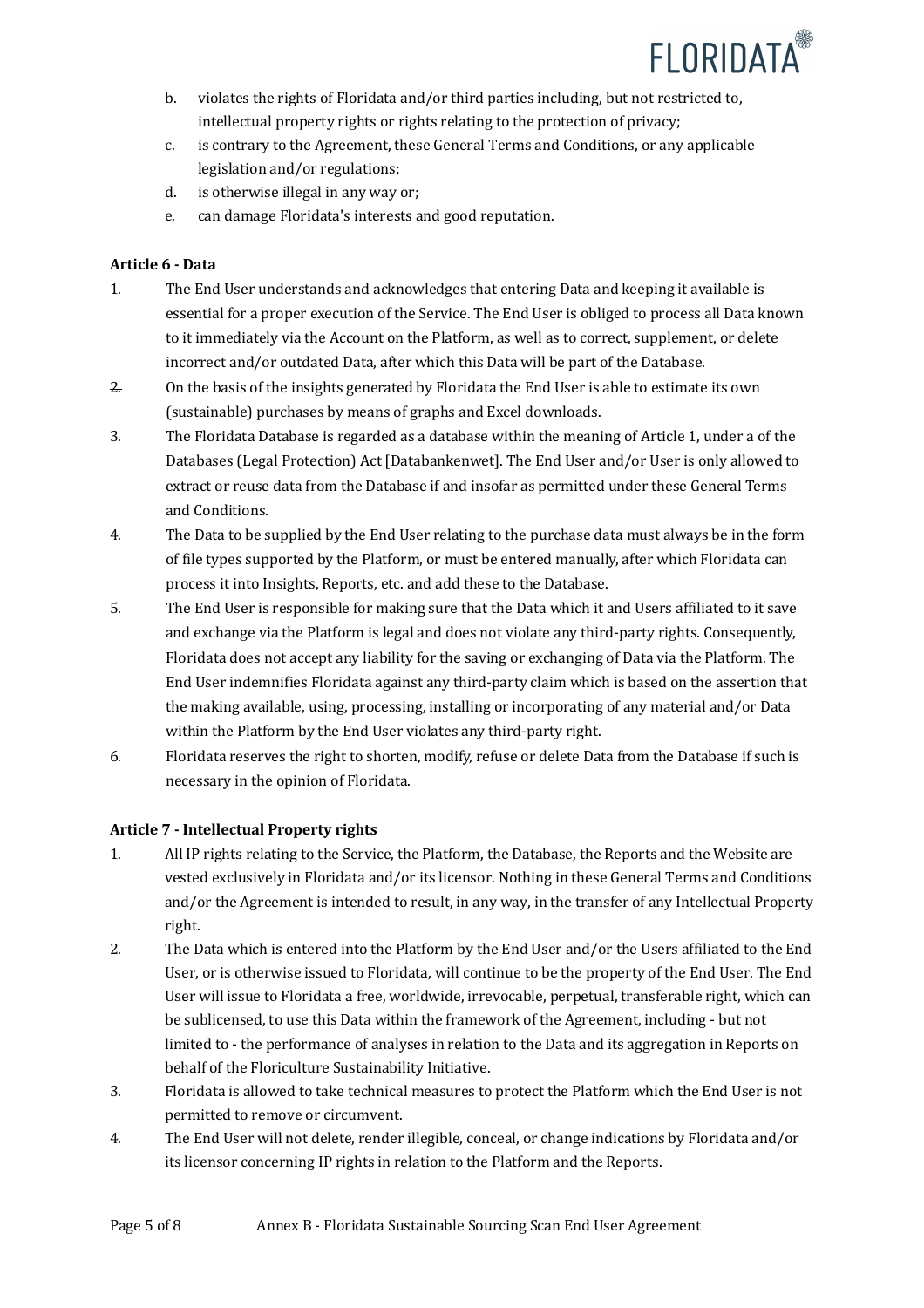b. violates the rights of Floridata and/or third parties including, but not restricted to, intellectual property rights or rights relating to the protection of privacy;

c. is contrary to the Agreement, these General Terms and Conditions, or any applicable legislation and/or regulations;

d. is otherwise illegal in any way or;

e. can damage Floridata's interests and good reputation.

**Article 6 - Data**

1. The End User understands and acknowledges that entering Data and keeping it available is essential for a proper execution of the Service. The End User is obliged to process all Data known to it immediately via the Account on the Platform, as well as to correct, supplement, or delete incorrect and/or outdated Data, after which this Data will be part of the Database.
2. On the basis of the insights generated by Floridata the End User is able to estimate its own (sustainable) purchases by means of graphs and Excel downloads.
3. The Floridata Database is regarded as a database within the meaning of Article 1, under a of the Databases (Legal Protection) Act [Databankenwet]. The End User and/or User is only allowed to extract or reuse data from the Database if and insofar as permitted under these General Terms and Conditions.
4. The Data to be supplied by the End User relating to the purchase data must always be in the form of file types supported by the Platform, or must be entered manually, after which Floridata can process it into Insights, Reports, etc. and add these to the Database.
5. The End User is responsible for making sure that the Data which it and Users affiliated to it save and exchange via the Platform is legal and does not violate any third-party rights. Consequently, Floridata does not accept any liability for the saving or exchanging of Data via the Platform. The End User indemnifies Floridata against any third-party claim which is based on the assertion that the making available, using, processing, installing or incorporating of any material and/or Data within the Platform by the End User violates any third-party right.
6. Floridata reserves the right to shorten, modify, refuse or delete Data from the Database if such is necessary in the opinion of Floridata.

**Article 7 - Intellectual Property rights**

1. All IP rights relating to the Service, the Platform, the Database, the Reports and the Website are vested exclusively in Floridata and/or its licensor. Nothing in these General Terms and Conditions and/or the Agreement is intended to result, in any way, in the transfer of any Intellectual Property right.
2. The Data which is entered into the Platform by the End User and/or the Users affiliated to the End User, or is otherwise issued to Floridata, will continue to be the property of the End User. The End User will issue to Floridata a free, worldwide, irrevocable, perpetual, transferable right, which can be sublicensed, to use this Data within the framework of the Agreement, including - but not limited to - the performance of analyses in relation to the Data and its aggregation in Reports on behalf of the Floriculture Sustainability Initiative.
3. Floridata is allowed to take technical measures to protect the Platform which the End User is not permitted to remove or circumvent.
4. The End User will not delete, render illegible, conceal, or change indications by Floridata and/or its licensor concerning IP rights in relation to the Platform and the Reports.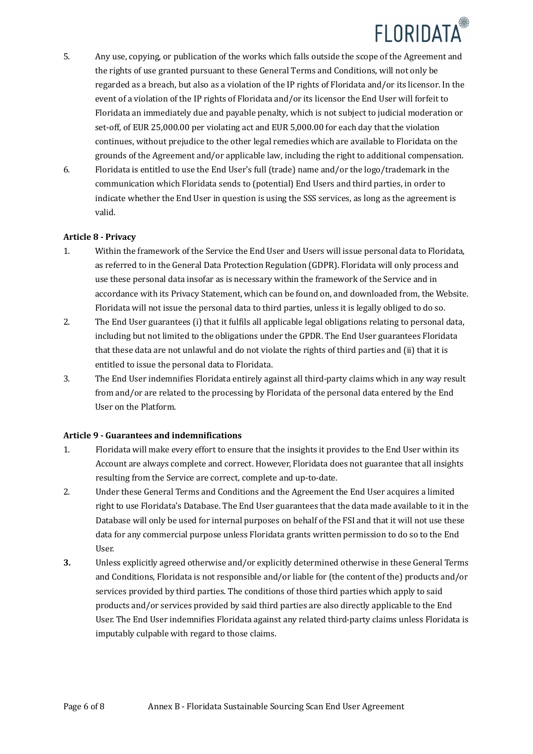5. Any use, copying, or publication of the works which falls outside the scope of the Agreement and the rights of use granted pursuant to these General Terms and Conditions, will not only be regarded as a breach, but also as a violation of the IP rights of Floridata and/or its licensor. In the event of a violation of the IP rights of Floridata and/or its licensor the End User will forfeit to Floridata an immediately due and payable penalty, which is not subject to judicial moderation or set-off, of EUR 25,000.00 per violating act and EUR 5,000.00 for each day that the violation continues, without prejudice to the other legal remedies which are available to Floridata on the grounds of the Agreement and/or applicable law, including the right to additional compensation.
6. Floridata is entitled to use the End User's full (trade) name and/or the logo/trademark in the communication which Floridata sends to (potential) End Users and third parties, in order to indicate whether the End User in question is using the SSS services, as long as the agreement is valid.

**Article 8 - Privacy**

1. Within the framework of the Service the End User and Users will issue personal data to Floridata, as referred to in the General Data Protection Regulation (GDPR). Floridata will only process and use these personal data insofar as is necessary within the framework of the Service and in accordance with its Privacy Statement, which can be found on, and downloaded from, the Website. Floridata will not issue the personal data to third parties, unless it is legally obliged to do so.
2. The End User guarantees (i) that it fulfils all applicable legal obligations relating to personal data, including but not limited to the obligations under the GPDR. The End User guarantees Floridata that these data are not unlawful and do not violate the rights of third parties and (ii) that it is entitled to issue the personal data to Floridata.
3. The End User indemnifies Floridata entirely against all third-party claims which in any way result from and/or are related to the processing by Floridata of the personal data entered by the End User on the Platform.

**Article 9 - Guarantees and indemnifications**

1. Floridata will make every effort to ensure that the insights it provides to the End User within its Account are always complete and correct. However, Floridata does not guarantee that all insights resulting from the Service are correct, complete and up-to-date.
2. Under these General Terms and Conditions and the Agreement the End User acquires a limited right to use Floridata's Database. The End User guarantees that the data made available to it in the Database will only be used for internal purposes on behalf of the FSI and that it will not use these data for any commercial purpose unless Floridata grants written permission to do so to the End User.
3. Unless explicitly agreed otherwise and/or explicitly determined otherwise in these General Terms and Conditions, Floridata is not responsible and/or liable for (the content of the) products and/or services provided by third parties. The conditions of those third parties which apply to said products and/or services provided by said third parties are also directly applicable to the End User. The End User indemnifies Floridata against any related third-party claims unless Floridata is imputably culpable with regard to those claims.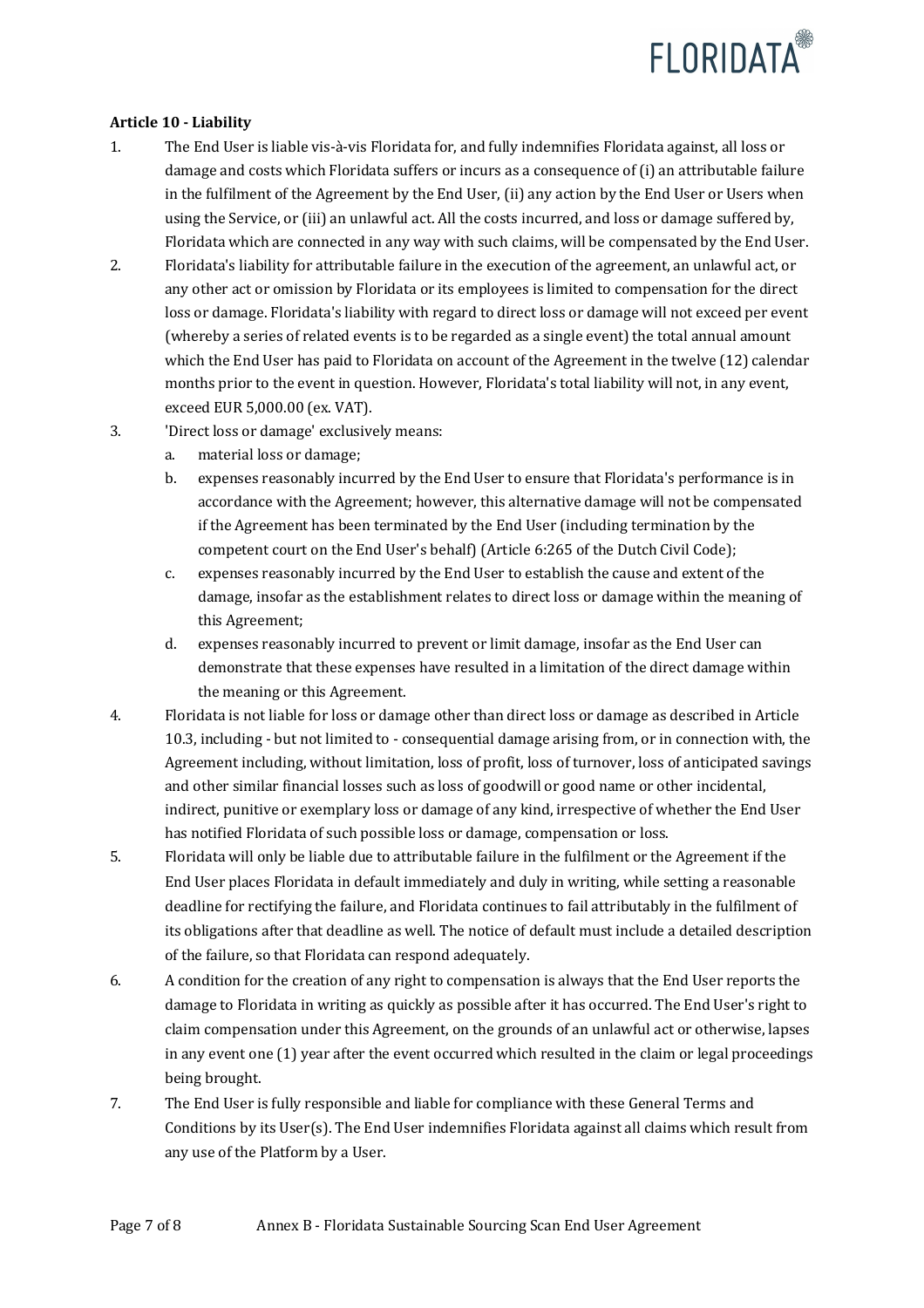**Article 10 - Liability**

1. The End User is liable vis-à-vis Floridata for, and fully indemnifies Floridata against, all loss or damage and costs which Floridata suffers or incurs as a consequence of (i) an attributable failure in the fulfilment of the Agreement by the End User, (ii) any action by the End User or Users when using the Service, or (iii) an unlawful act. All the costs incurred, and loss or damage suffered by, Floridata which are connected in any way with such claims, will be compensated by the End User.
2. Floridata's liability for attributable failure in the execution of the agreement, an unlawful act, or any other act or omission by Floridata or its employees is limited to compensation for the direct loss or damage. Floridata's liability with regard to direct loss or damage will not exceed per event (whereby a series of related events is to be regarded as a single event) the total annual amount which the End User has paid to Floridata on account of the Agreement in the twelve (12) calendar months prior to the event in question. However, Floridata's total liability will not, in any event, exceed EUR 5,000.00 (ex. VAT).
3. 'Direct loss or damage' exclusively means:
   a. material loss or damage;
   b. expenses reasonably incurred by the End User to ensure that Floridata's performance is in accordance with the Agreement; however, this alternative damage will not be compensated if the Agreement has been terminated by the End User (including termination by the competent court on the End User's behalf) (Article 6:265 of the Dutch Civil Code);
   c. expenses reasonably incurred by the End User to establish the cause and extent of the damage, insofar as the establishment relates to direct loss or damage within the meaning of this Agreement;
   d. expenses reasonably incurred to prevent or limit damage, insofar as the End User can demonstrate that these expenses have resulted in a limitation of the direct damage within the meaning or this Agreement.
4. Floridata is not liable for loss or damage other than direct loss or damage as described in Article 10.3, including - but not limited to - consequential damage arising from, or in connection with, the Agreement including, without limitation, loss of profit, loss of turnover, loss of anticipated savings and other similar financial losses such as loss of goodwill or good name or other incidental, indirect, punitive or exemplary loss or damage of any kind, irrespective of whether the End User has notified Floridata of such possible loss or damage, compensation or loss.
5. Floridata will only be liable due to attributable failure in the fulfilment or the Agreement if the End User places Floridata in default immediately and duly in writing, while setting a reasonable deadline for rectifying the failure, and Floridata continues to fail attributably in the fulfilment of its obligations after that deadline as well. The notice of default must include a detailed description of the failure, so that Floridata can respond adequately.
6. A condition for the creation of any right to compensation is always that the End User reports the damage to Floridata in writing as quickly as possible after it has occurred. The End User's right to claim compensation under this Agreement, on the grounds of an unlawful act or otherwise, lapses in any event one (1) year after the event occurred which resulted in the claim or legal proceedings being brought.
7. The End User is fully responsible and liable for compliance with these General Terms and Conditions by its User(s). The End User indemnifies Floridata against all claims which result from any use of the Platform by a User.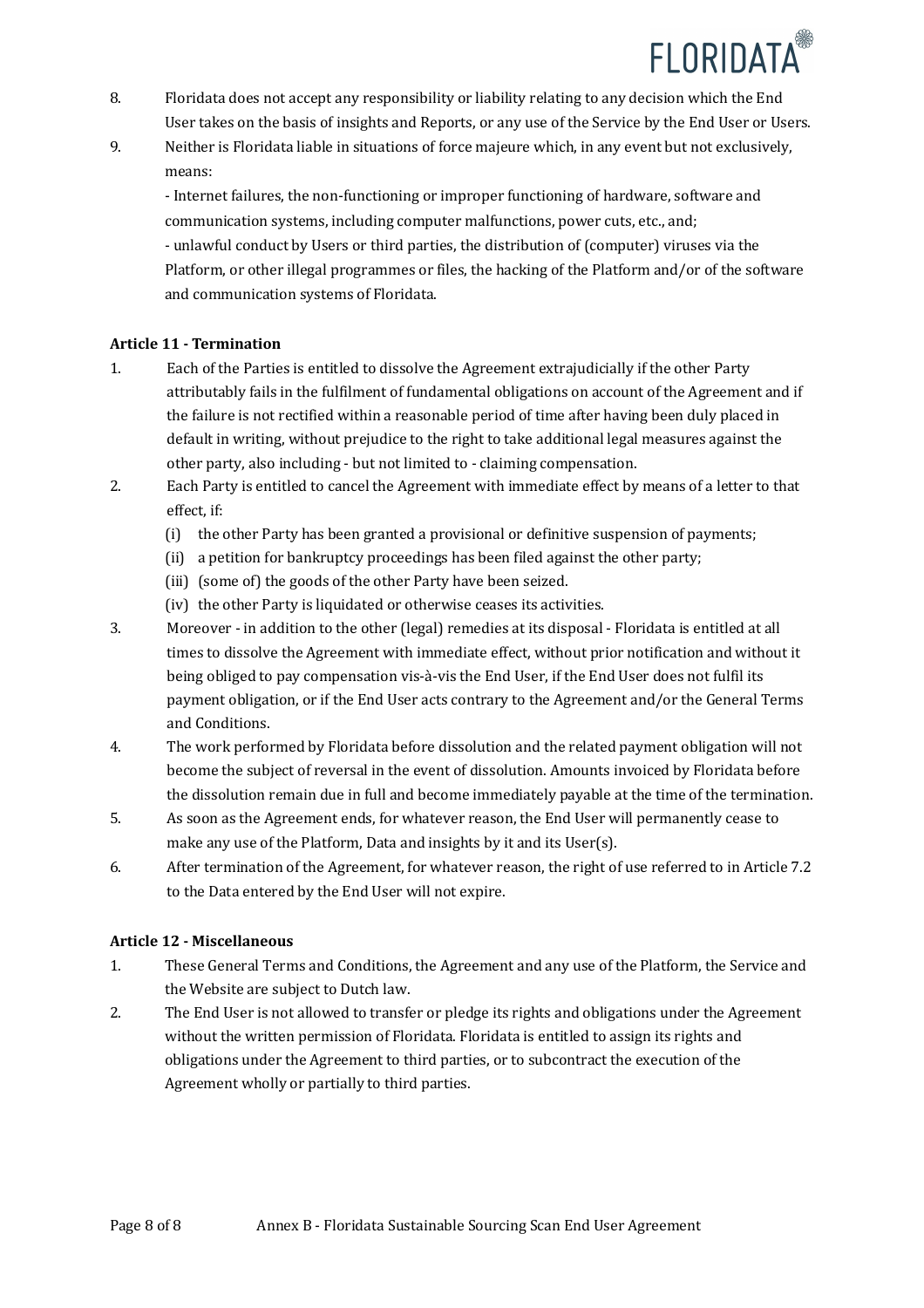8. Floridata does not accept any responsibility or liability relating to any decision which the End User takes on the basis of insights and Reports, or any use of the Service by the End User or Users.
9. Neither is Floridata liable in situations of force majeure which, in any event but not exclusively, means:

   - Internet failures, the non-functioning or improper functioning of hardware, software and communication systems, including computer malfunctions, power cuts, etc., and;
   - unlawful conduct by Users or third parties, the distribution of (computer) viruses via the Platform, or other illegal programmes or files, the hacking of the Platform and/or of the software and communication systems of Floridata.

**Article 11 - Termination**

1. Each of the Parties is entitled to dissolve the Agreement extrajudicially if the other Party attributably fails in the fulfilment of fundamental obligations on account of the Agreement and if the failure is not rectified within a reasonable period of time after having been duly placed in default in writing, without prejudice to the right to take additional legal measures against the other party, also including - but not limited to - claiming compensation.
2. Each Party is entitled to cancel the Agreement with immediate effect by means of a letter to that effect, if:
   (i) the other Party has been granted a provisional or definitive suspension of payments;
   (ii) a petition for bankruptcy proceedings has been filed against the other party;
   (iii) (some of) the goods of the other Party have been seized.
   (iv) the other Party is liquidated or otherwise ceases its activities.
3. Moreover - in addition to the other (legal) remedies at its disposal - Floridata is entitled at all times to dissolve the Agreement with immediate effect, without prior notification and without it being obliged to pay compensation vis-à-vis the End User, if the End User does not fulfil its payment obligation, or if the End User acts contrary to the Agreement and/or the General Terms and Conditions.
4. The work performed by Floridata before dissolution and the related payment obligation will not become the subject of reversal in the event of dissolution. Amounts invoiced by Floridata before the dissolution remain due in full and become immediately payable at the time of the termination.
5. As soon as the Agreement ends, for whatever reason, the End User will permanently cease to make any use of the Platform, Data and insights by it and its User(s).
6. After termination of the Agreement, for whatever reason, the right of use referred to in Article 7.2 to the Data entered by the End User will not expire.

**Article 12 - Miscellaneous**

1. These General Terms and Conditions, the Agreement and any use of the Platform, the Service and the Website are subject to Dutch law.
2. The End User is not allowed to transfer or pledge its rights and obligations under the Agreement without the written permission of Floridata. Floridata is entitled to assign its rights and obligations under the Agreement to third parties, or to subcontract the execution of the Agreement wholly or partially to third parties.